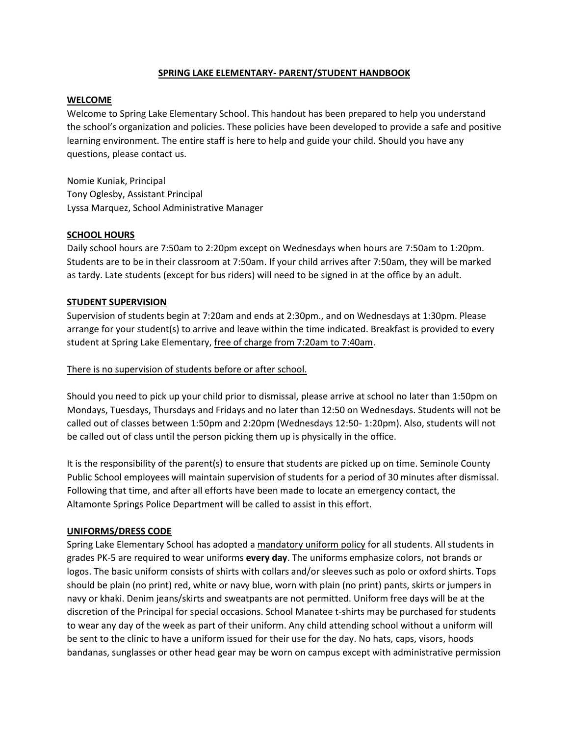# SPRING LAKE ELEMENTARY- PARENT/STUDENT HANDBOOK

## WELCOME

Welcome to Spring Lake Elementary School. This handout has been prepared to help you understand the school's organization and policies. These policies have been developed to provide a safe and positive learning environment. The entire staff is here to help and guide your child. Should you have any questions, please contact us.

Nomie Kuniak, Principal
Tony Oglesby, Assistant Principal
Lyssa Marquez, School Administrative Manager

## SCHOOL HOURS

Daily school hours are 7:50am to 2:20pm except on Wednesdays when hours are 7:50am to 1:20pm. Students are to be in their classroom at 7:50am. If your child arrives after 7:50am, they will be marked as tardy. Late students (except for bus riders) will need to be signed in at the office by an adult.

## STUDENT SUPERVISION

Supervision of students begin at 7:20am and ends at 2:30pm., and on Wednesdays at 1:30pm. Please arrange for your student(s) to arrive and leave within the time indicated. Breakfast is provided to every student at Spring Lake Elementary, free of charge from 7:20am to 7:40am.

There is no supervision of students before or after school.

Should you need to pick up your child prior to dismissal, please arrive at school no later than 1:50pm on Mondays, Tuesdays, Thursdays and Fridays and no later than 12:50 on Wednesdays. Students will not be called out of classes between 1:50pm and 2:20pm (Wednesdays 12:50- 1:20pm). Also, students will not be called out of class until the person picking them up is physically in the office.

It is the responsibility of the parent(s) to ensure that students are picked up on time. Seminole County Public School employees will maintain supervision of students for a period of 30 minutes after dismissal. Following that time, and after all efforts have been made to locate an emergency contact, the Altamonte Springs Police Department will be called to assist in this effort.

## UNIFORMS/DRESS CODE

Spring Lake Elementary School has adopted a mandatory uniform policy for all students. All students in grades PK-5 are required to wear uniforms **every day**. The uniforms emphasize colors, not brands or logos. The basic uniform consists of shirts with collars and/or sleeves such as polo or oxford shirts. Tops should be plain (no print) red, white or navy blue, worn with plain (no print) pants, skirts or jumpers in navy or khaki. Denim jeans/skirts and sweatpants are not permitted. Uniform free days will be at the discretion of the Principal for special occasions. School Manatee t-shirts may be purchased for students to wear any day of the week as part of their uniform. Any child attending school without a uniform will be sent to the clinic to have a uniform issued for their use for the day. No hats, caps, visors, hoods bandanas, sunglasses or other head gear may be worn on campus except with administrative permission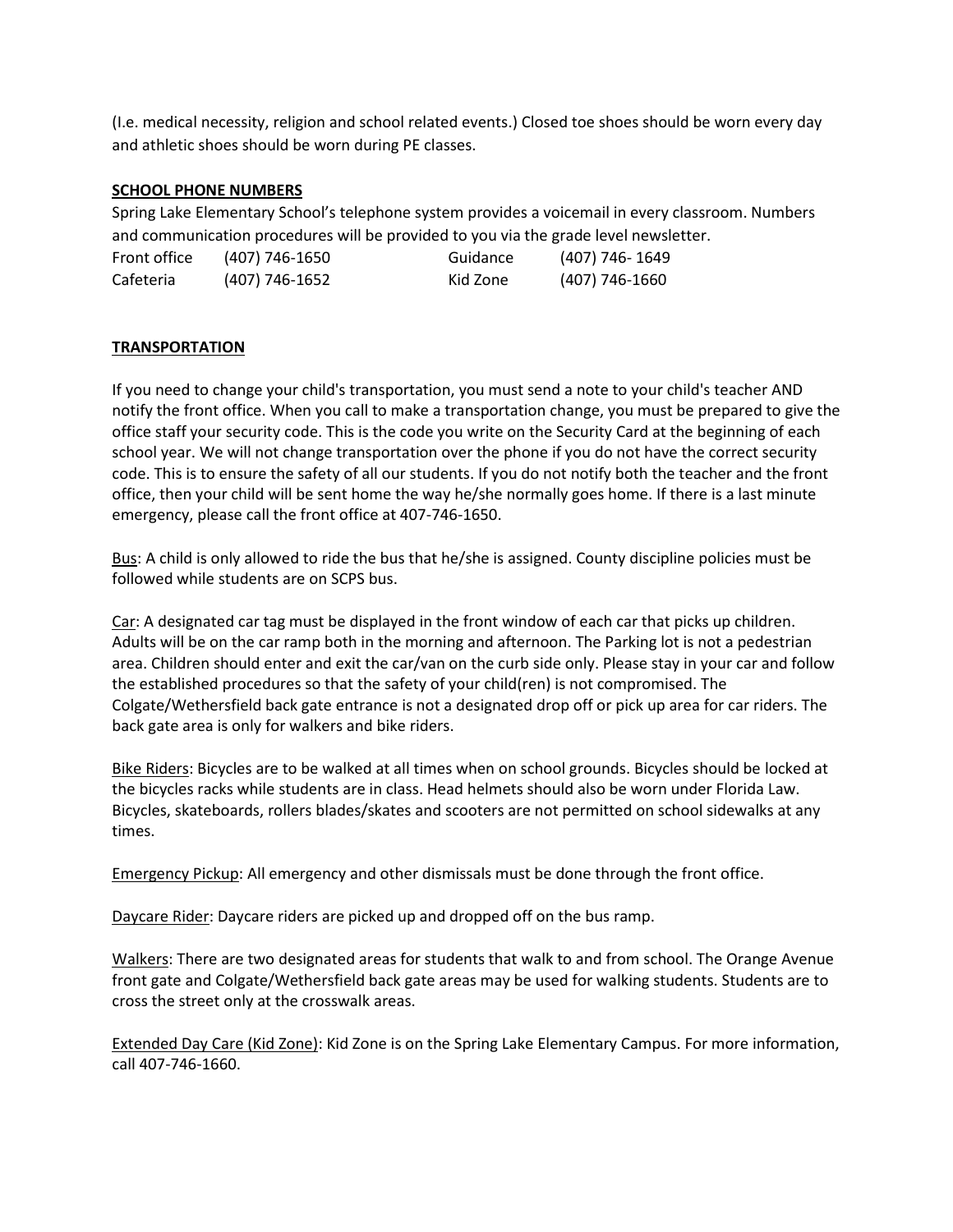(I.e. medical necessity, religion and school related events.) Closed toe shoes should be worn every day and athletic shoes should be worn during PE classes.

## SCHOOL PHONE NUMBERS

Spring Lake Elementary School's telephone system provides a voicemail in every classroom. Numbers and communication procedures will be provided to you via the grade level newsletter.

| | | | |
|---|---|---|---|
| Front office | (407) 746-1650 | Guidance | (407) 746- 1649 |
| Cafeteria | (407) 746-1652 | Kid Zone | (407) 746-1660 |

## TRANSPORTATION

If you need to change your child's transportation, you must send a note to your child's teacher AND notify the front office. When you call to make a transportation change, you must be prepared to give the office staff your security code. This is the code you write on the Security Card at the beginning of each school year. We will not change transportation over the phone if you do not have the correct security code. This is to ensure the safety of all our students. If you do not notify both the teacher and the front office, then your child will be sent home the way he/she normally goes home. If there is a last minute emergency, please call the front office at 407-746-1650.

Bus: A child is only allowed to ride the bus that he/she is assigned. County discipline policies must be followed while students are on SCPS bus.

Car: A designated car tag must be displayed in the front window of each car that picks up children. Adults will be on the car ramp both in the morning and afternoon. The Parking lot is not a pedestrian area. Children should enter and exit the car/van on the curb side only. Please stay in your car and follow the established procedures so that the safety of your child(ren) is not compromised. The Colgate/Wethersfield back gate entrance is not a designated drop off or pick up area for car riders. The back gate area is only for walkers and bike riders.

Bike Riders: Bicycles are to be walked at all times when on school grounds. Bicycles should be locked at the bicycles racks while students are in class. Head helmets should also be worn under Florida Law. Bicycles, skateboards, rollers blades/skates and scooters are not permitted on school sidewalks at any times.

Emergency Pickup: All emergency and other dismissals must be done through the front office.

Daycare Rider: Daycare riders are picked up and dropped off on the bus ramp.

Walkers: There are two designated areas for students that walk to and from school. The Orange Avenue front gate and Colgate/Wethersfield back gate areas may be used for walking students. Students are to cross the street only at the crosswalk areas.

Extended Day Care (Kid Zone): Kid Zone is on the Spring Lake Elementary Campus. For more information, call 407-746-1660.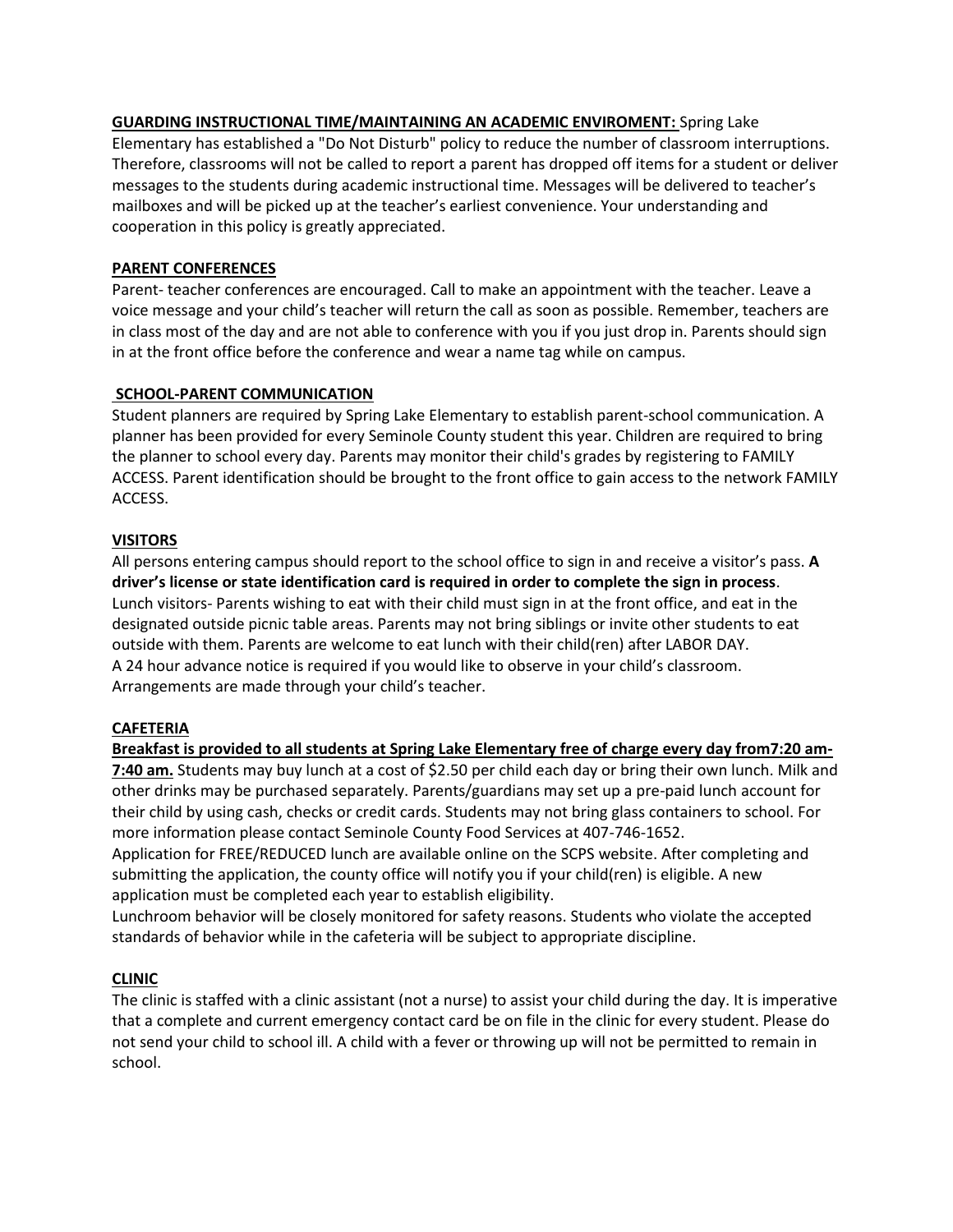**GUARDING INSTRUCTIONAL TIME/MAINTAINING AN ACADEMIC ENVIROMENT:** Spring Lake Elementary has established a "Do Not Disturb" policy to reduce the number of classroom interruptions. Therefore, classrooms will not be called to report a parent has dropped off items for a student or deliver messages to the students during academic instructional time. Messages will be delivered to teacher's mailboxes and will be picked up at the teacher's earliest convenience. Your understanding and cooperation in this policy is greatly appreciated.

**PARENT CONFERENCES**

Parent- teacher conferences are encouraged. Call to make an appointment with the teacher. Leave a voice message and your child's teacher will return the call as soon as possible. Remember, teachers are in class most of the day and are not able to conference with you if you just drop in. Parents should sign in at the front office before the conference and wear a name tag while on campus.

**SCHOOL-PARENT COMMUNICATION**

Student planners are required by Spring Lake Elementary to establish parent-school communication. A planner has been provided for every Seminole County student this year. Children are required to bring the planner to school every day. Parents may monitor their child's grades by registering to FAMILY ACCESS. Parent identification should be brought to the front office to gain access to the network FAMILY ACCESS.

**VISITORS**

All persons entering campus should report to the school office to sign in and receive a visitor's pass. **A driver's license or state identification card is required in order to complete the sign in process**.
Lunch visitors- Parents wishing to eat with their child must sign in at the front office, and eat in the designated outside picnic table areas. Parents may not bring siblings or invite other students to eat outside with them. Parents are welcome to eat lunch with their child(ren) after LABOR DAY.
A 24 hour advance notice is required if you would like to observe in your child's classroom. Arrangements are made through your child's teacher.

**CAFETERIA**

**Breakfast is provided to all students at Spring Lake Elementary free of charge every day from7:20 am-7:40 am.** Students may buy lunch at a cost of $2.50 per child each day or bring their own lunch. Milk and other drinks may be purchased separately. Parents/guardians may set up a pre-paid lunch account for their child by using cash, checks or credit cards. Students may not bring glass containers to school. For more information please contact Seminole County Food Services at 407-746-1652.
Application for FREE/REDUCED lunch are available online on the SCPS website. After completing and submitting the application, the county office will notify you if your child(ren) is eligible. A new application must be completed each year to establish eligibility.
Lunchroom behavior will be closely monitored for safety reasons. Students who violate the accepted standards of behavior while in the cafeteria will be subject to appropriate discipline.

**CLINIC**

The clinic is staffed with a clinic assistant (not a nurse) to assist your child during the day. It is imperative that a complete and current emergency contact card be on file in the clinic for every student. Please do not send your child to school ill. A child with a fever or throwing up will not be permitted to remain in school.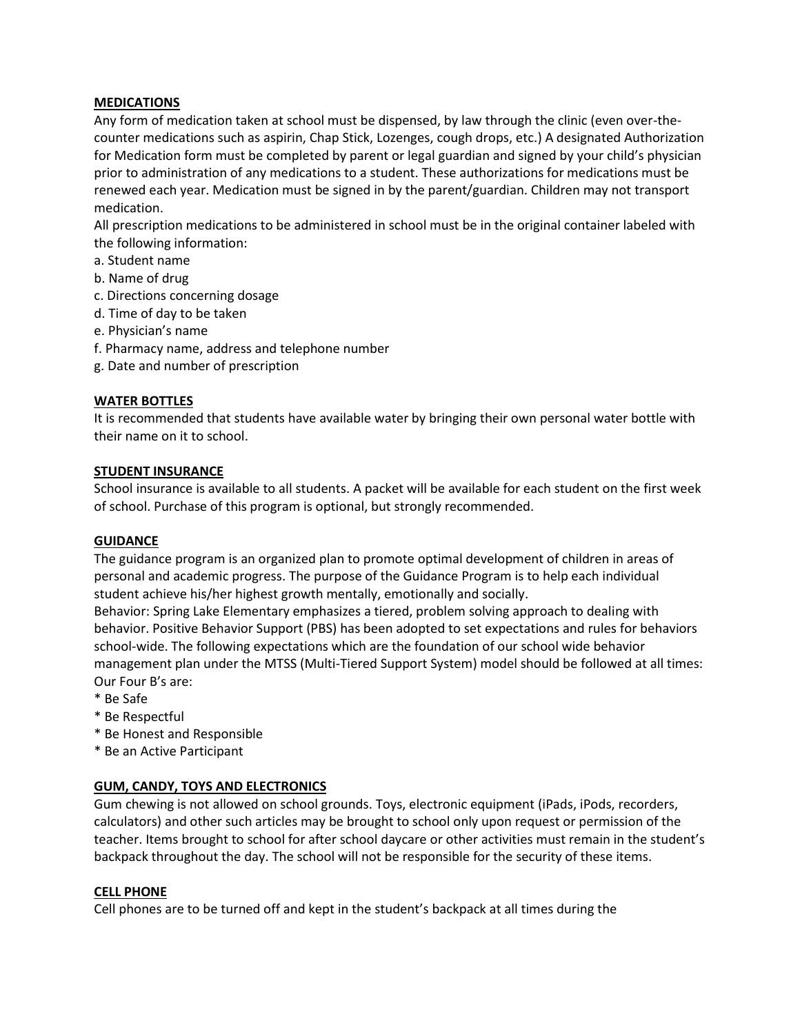## MEDICATIONS

Any form of medication taken at school must be dispensed, by law through the clinic (even over-the-counter medications such as aspirin, Chap Stick, Lozenges, cough drops, etc.) A designated Authorization for Medication form must be completed by parent or legal guardian and signed by your child's physician prior to administration of any medications to a student. These authorizations for medications must be renewed each year. Medication must be signed in by the parent/guardian. Children may not transport medication.

All prescription medications to be administered in school must be in the original container labeled with the following information:

a. Student name
b. Name of drug
c. Directions concerning dosage
d. Time of day to be taken
e. Physician's name
f. Pharmacy name, address and telephone number
g. Date and number of prescription

## WATER BOTTLES

It is recommended that students have available water by bringing their own personal water bottle with their name on it to school.

## STUDENT INSURANCE

School insurance is available to all students. A packet will be available for each student on the first week of school. Purchase of this program is optional, but strongly recommended.

## GUIDANCE

The guidance program is an organized plan to promote optimal development of children in areas of personal and academic progress. The purpose of the Guidance Program is to help each individual student achieve his/her highest growth mentally, emotionally and socially.

Behavior: Spring Lake Elementary emphasizes a tiered, problem solving approach to dealing with behavior. Positive Behavior Support (PBS) has been adopted to set expectations and rules for behaviors school-wide. The following expectations which are the foundation of our school wide behavior management plan under the MTSS (Multi-Tiered Support System) model should be followed at all times:

Our Four B's are:

* Be Safe
* Be Respectful
* Be Honest and Responsible
* Be an Active Participant

## GUM, CANDY, TOYS AND ELECTRONICS

Gum chewing is not allowed on school grounds. Toys, electronic equipment (iPads, iPods, recorders, calculators) and other such articles may be brought to school only upon request or permission of the teacher. Items brought to school for after school daycare or other activities must remain in the student's backpack throughout the day. The school will not be responsible for the security of these items.

## CELL PHONE

Cell phones are to be turned off and kept in the student's backpack at all times during the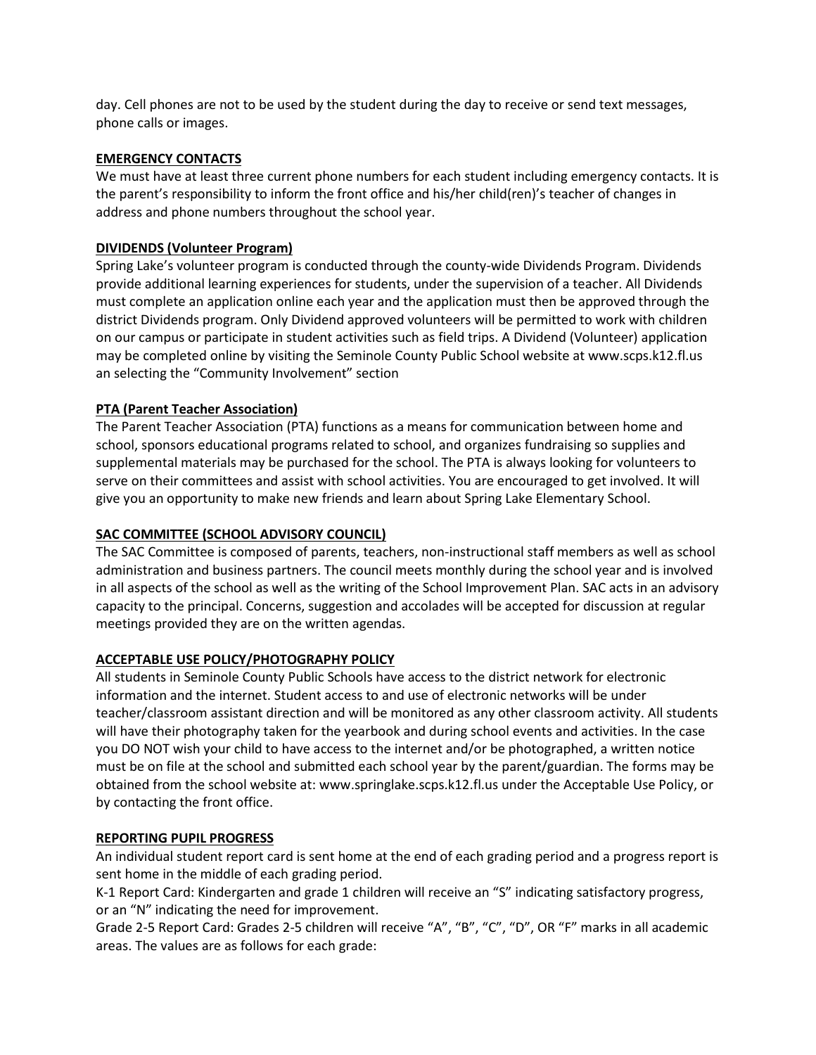day. Cell phones are not to be used by the student during the day to receive or send text messages, phone calls or images.

## EMERGENCY CONTACTS

We must have at least three current phone numbers for each student including emergency contacts. It is the parent's responsibility to inform the front office and his/her child(ren)'s teacher of changes in address and phone numbers throughout the school year.

## DIVIDENDS (Volunteer Program)

Spring Lake's volunteer program is conducted through the county-wide Dividends Program. Dividends provide additional learning experiences for students, under the supervision of a teacher. All Dividends must complete an application online each year and the application must then be approved through the district Dividends program. Only Dividend approved volunteers will be permitted to work with children on our campus or participate in student activities such as field trips. A Dividend (Volunteer) application may be completed online by visiting the Seminole County Public School website at www.scps.k12.fl.us an selecting the "Community Involvement" section

## PTA (Parent Teacher Association)

The Parent Teacher Association (PTA) functions as a means for communication between home and school, sponsors educational programs related to school, and organizes fundraising so supplies and supplemental materials may be purchased for the school. The PTA is always looking for volunteers to serve on their committees and assist with school activities. You are encouraged to get involved. It will give you an opportunity to make new friends and learn about Spring Lake Elementary School.

## SAC COMMITTEE (SCHOOL ADVISORY COUNCIL)

The SAC Committee is composed of parents, teachers, non-instructional staff members as well as school administration and business partners. The council meets monthly during the school year and is involved in all aspects of the school as well as the writing of the School Improvement Plan. SAC acts in an advisory capacity to the principal. Concerns, suggestion and accolades will be accepted for discussion at regular meetings provided they are on the written agendas.

## ACCEPTABLE USE POLICY/PHOTOGRAPHY POLICY

All students in Seminole County Public Schools have access to the district network for electronic information and the internet. Student access to and use of electronic networks will be under teacher/classroom assistant direction and will be monitored as any other classroom activity. All students will have their photography taken for the yearbook and during school events and activities. In the case you DO NOT wish your child to have access to the internet and/or be photographed, a written notice must be on file at the school and submitted each school year by the parent/guardian. The forms may be obtained from the school website at: www.springlake.scps.k12.fl.us under the Acceptable Use Policy, or by contacting the front office.

## REPORTING PUPIL PROGRESS

An individual student report card is sent home at the end of each grading period and a progress report is sent home in the middle of each grading period.

K-1 Report Card: Kindergarten and grade 1 children will receive an "S" indicating satisfactory progress, or an "N" indicating the need for improvement.

Grade 2-5 Report Card: Grades 2-5 children will receive "A", "B", "C", "D", OR "F" marks in all academic areas. The values are as follows for each grade: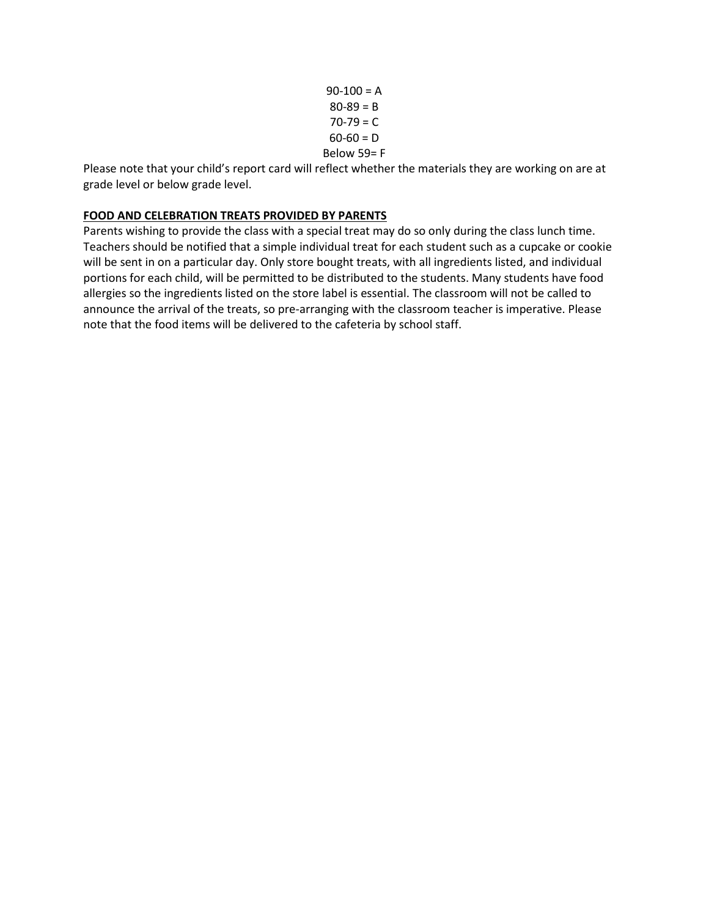90-100 = A
80-89 = B
70-79 = C
60-60 = D
Below 59= F

Please note that your child's report card will reflect whether the materials they are working on are at grade level or below grade level.

**FOOD AND CELEBRATION TREATS PROVIDED BY PARENTS**

Parents wishing to provide the class with a special treat may do so only during the class lunch time. Teachers should be notified that a simple individual treat for each student such as a cupcake or cookie will be sent in on a particular day. Only store bought treats, with all ingredients listed, and individual portions for each child, will be permitted to be distributed to the students. Many students have food allergies so the ingredients listed on the store label is essential. The classroom will not be called to announce the arrival of the treats, so pre-arranging with the classroom teacher is imperative. Please note that the food items will be delivered to the cafeteria by school staff.